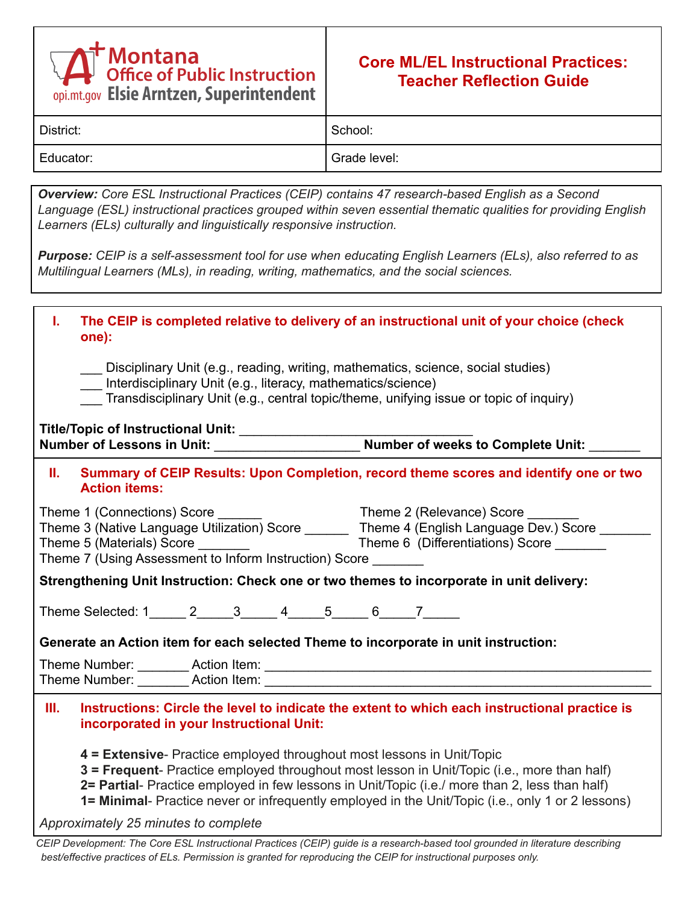| Montana Office of Public Instruction<br>opi.mt.gov Elsie Arntzen, Superintendent | **Core ML/EL Instructional Practices: Teacher Reflection Guide** |
|---|---|
| District: | School: |
| Educator: | Grade level: |

***Overview:*** *Core ESL Instructional Practices (CEIP) contains 47 research-based English as a Second Language (ESL) instructional practices grouped within seven essential thematic qualities for providing English Learners (ELs) culturally and linguistically responsive instruction.*

***Purpose:*** *CEIP is a self-assessment tool for use when educating English Learners (ELs), also referred to as Multilingual Learners (MLs), in reading, writing, mathematics, and the social sciences.*

## I. The CEIP is completed relative to delivery of an instructional unit of your choice (check one):

___ Disciplinary Unit (e.g., reading, writing, mathematics, science, social studies)
___ Interdisciplinary Unit (e.g., literacy, mathematics/science)
___ Transdisciplinary Unit (e.g., central topic/theme, unifying issue or topic of inquiry)

**Title/Topic of Instructional Unit:** ______________________________
**Number of Lessons in Unit:** ___________________ **Number of weeks to Complete Unit:** _______

## II. Summary of CEIP Results: Upon Completion, record theme scores and identify one or two Action items:

Theme 1 (Connections) Score ______
Theme 2 (Relevance) Score _______
Theme 3 (Native Language Utilization) Score ______
Theme 4 (English Language Dev.) Score _______
Theme 5 (Materials) Score _______
Theme 6 (Differentiations) Score _______
Theme 7 (Using Assessment to Inform Instruction) Score _______

**Strengthening Unit Instruction: Check one or two themes to incorporate in unit delivery:**

Theme Selected: 1_____ 2_____3_____ 4_____5_____ 6_____7_____

**Generate an Action item for each selected Theme to incorporate in unit instruction:**

Theme Number: _______ Action Item: ____________________________________________________
Theme Number: _______ Action Item: ____________________________________________________

## III. Instructions: Circle the level to indicate the extent to which each instructional practice is incorporated in your Instructional Unit:

**4 = Extensive**- Practice employed throughout most lessons in Unit/Topic
**3 = Frequent**- Practice employed throughout most lesson in Unit/Topic (i.e., more than half)
**2= Partial**- Practice employed in few lessons in Unit/Topic (i.e./ more than 2, less than half)
**1= Minimal**- Practice never or infrequently employed in the Unit/Topic (i.e., only 1 or 2 lessons)

*Approximately 25 minutes to complete*

*CEIP Development: The Core ESL Instructional Practices (CEIP) guide is a research-based tool grounded in literature describing best/effective practices of ELs. Permission is granted for reproducing the CEIP for instructional purposes only.*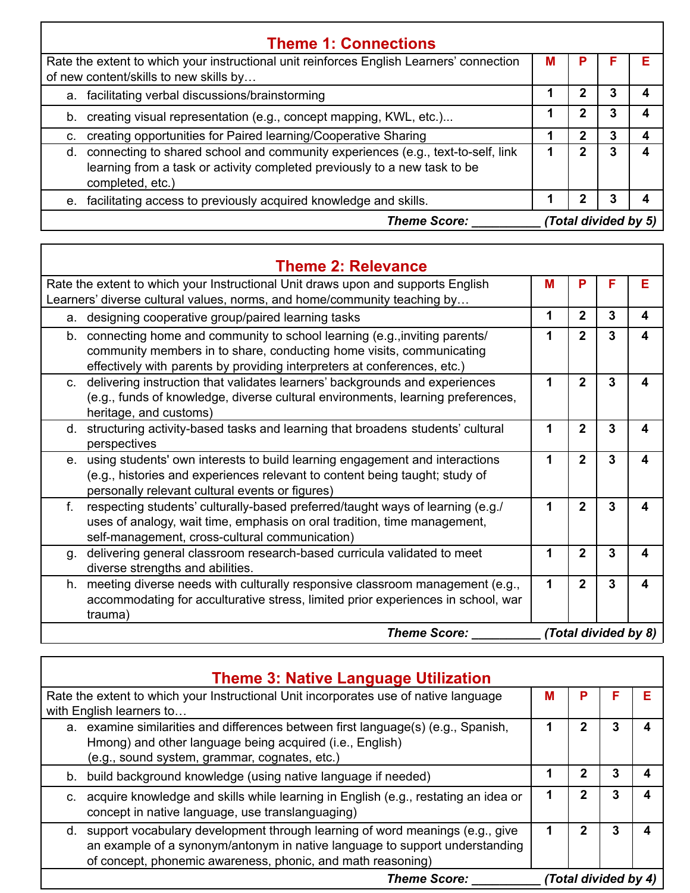## Theme 1: Connections

| Rate the extent to which your instructional unit reinforces English Learners' connection of new content/skills to new skills by… | M | P | F | E |
|---|---|---|---|---|
| a. facilitating verbal discussions/brainstorming | 1 | 2 | 3 | 4 |
| b. creating visual representation (e.g., concept mapping, KWL, etc.)... | 1 | 2 | 3 | 4 |
| c. creating opportunities for Paired learning/Cooperative Sharing | 1 | 2 | 3 | 4 |
| d. connecting to shared school and community experiences (e.g., text-to-self, link learning from a task or activity completed previously to a new task to be completed, etc.) | 1 | 2 | 3 | 4 |
| e. facilitating access to previously acquired knowledge and skills. | 1 | 2 | 3 | 4 |
| ***Theme Score: __________ (Total divided by 5)*** | | | | |

## Theme 2: Relevance

| Rate the extent to which your Instructional Unit draws upon and supports English Learners' diverse cultural values, norms, and home/community teaching by… | M | P | F | E |
|---|---|---|---|---|
| a. designing cooperative group/paired learning tasks | 1 | 2 | 3 | 4 |
| b. connecting home and community to school learning (e.g.,inviting parents/ community members in to share, conducting home visits, communicating effectively with parents by providing interpreters at conferences, etc.) | 1 | 2 | 3 | 4 |
| c. delivering instruction that validates learners' backgrounds and experiences (e.g., funds of knowledge, diverse cultural environments, learning preferences, heritage, and customs) | 1 | 2 | 3 | 4 |
| d. structuring activity-based tasks and learning that broadens students' cultural perspectives | 1 | 2 | 3 | 4 |
| e. using students' own interests to build learning engagement and interactions (e.g., histories and experiences relevant to content being taught; study of personally relevant cultural events or figures) | 1 | 2 | 3 | 4 |
| f. respecting students' culturally-based preferred/taught ways of learning (e.g./ uses of analogy, wait time, emphasis on oral tradition, time management, self-management, cross-cultural communication) | 1 | 2 | 3 | 4 |
| g. delivering general classroom research-based curricula validated to meet diverse strengths and abilities. | 1 | 2 | 3 | 4 |
| h. meeting diverse needs with culturally responsive classroom management (e.g., accommodating for acculturative stress, limited prior experiences in school, war trauma) | 1 | 2 | 3 | 4 |
| ***Theme Score: __________ (Total divided by 8)*** | | | | |

## Theme 3: Native Language Utilization

| Rate the extent to which your Instructional Unit incorporates use of native language with English learners to… | M | P | F | E |
|---|---|---|---|---|
| a. examine similarities and differences between first language(s) (e.g., Spanish, Hmong) and other language being acquired (i.e., English) (e.g., sound system, grammar, cognates, etc.) | 1 | 2 | 3 | 4 |
| b. build background knowledge (using native language if needed) | 1 | 2 | 3 | 4 |
| c. acquire knowledge and skills while learning in English (e.g., restating an idea or concept in native language, use translanguaging) | 1 | 2 | 3 | 4 |
| d. support vocabulary development through learning of word meanings (e.g., give an example of a synonym/antonym in native language to support understanding of concept, phonemic awareness, phonic, and math reasoning) | 1 | 2 | 3 | 4 |
| ***Theme Score: __________ (Total divided by 4)*** | | | | |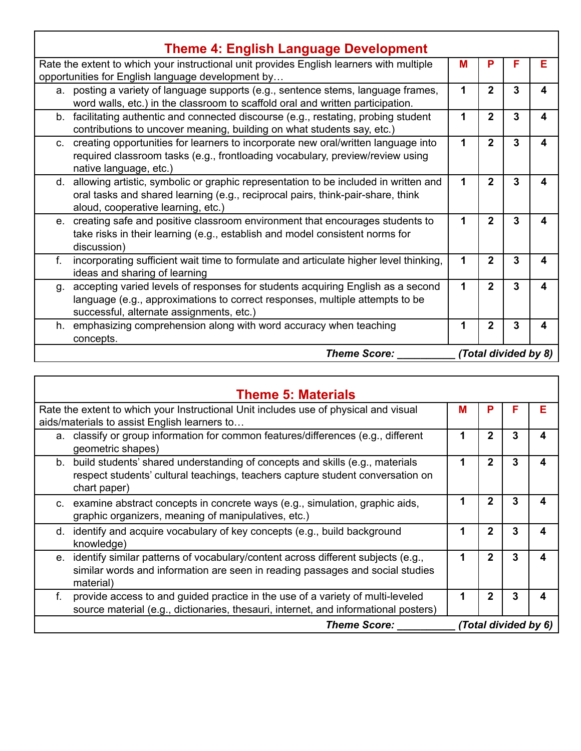## Theme 4: English Language Development

| Rate the extent to which your instructional unit provides English learners with multiple opportunities for English language development by… | M | P | F | E |
|---|---|---|---|---|
| a. posting a variety of language supports (e.g., sentence stems, language frames, word walls, etc.) in the classroom to scaffold oral and written participation. | 1 | 2 | 3 | 4 |
| b. facilitating authentic and connected discourse (e.g., restating, probing student contributions to uncover meaning, building on what students say, etc.) | 1 | 2 | 3 | 4 |
| c. creating opportunities for learners to incorporate new oral/written language into required classroom tasks (e.g., frontloading vocabulary, preview/review using native language, etc.) | 1 | 2 | 3 | 4 |
| d. allowing artistic, symbolic or graphic representation to be included in written and oral tasks and shared learning (e.g., reciprocal pairs, think-pair-share, think aloud, cooperative learning, etc.) | 1 | 2 | 3 | 4 |
| e. creating safe and positive classroom environment that encourages students to take risks in their learning (e.g., establish and model consistent norms for discussion) | 1 | 2 | 3 | 4 |
| f. incorporating sufficient wait time to formulate and articulate higher level thinking, ideas and sharing of learning | 1 | 2 | 3 | 4 |
| g. accepting varied levels of responses for students acquiring English as a second language (e.g., approximations to correct responses, multiple attempts to be successful, alternate assignments, etc.) | 1 | 2 | 3 | 4 |
| h. emphasizing comprehension along with word accuracy when teaching concepts. | 1 | 2 | 3 | 4 |
| ***Theme Score: __________ (Total divided by 8)*** | | | | |

## Theme 5: Materials

| Rate the extent to which your Instructional Unit includes use of physical and visual aids/materials to assist English learners to… | M | P | F | E |
|---|---|---|---|---|
| a. classify or group information for common features/differences (e.g., different geometric shapes) | 1 | 2 | 3 | 4 |
| b. build students' shared understanding of concepts and skills (e.g., materials respect students' cultural teachings, teachers capture student conversation on chart paper) | 1 | 2 | 3 | 4 |
| c. examine abstract concepts in concrete ways (e.g., simulation, graphic aids, graphic organizers, meaning of manipulatives, etc.) | 1 | 2 | 3 | 4 |
| d. identify and acquire vocabulary of key concepts (e.g., build background knowledge) | 1 | 2 | 3 | 4 |
| e. identify similar patterns of vocabulary/content across different subjects (e.g., similar words and information are seen in reading passages and social studies material) | 1 | 2 | 3 | 4 |
| f. provide access to and guided practice in the use of a variety of multi-leveled source material (e.g., dictionaries, thesauri, internet, and informational posters) | 1 | 2 | 3 | 4 |
| ***Theme Score: __________ (Total divided by 6)*** | | | | |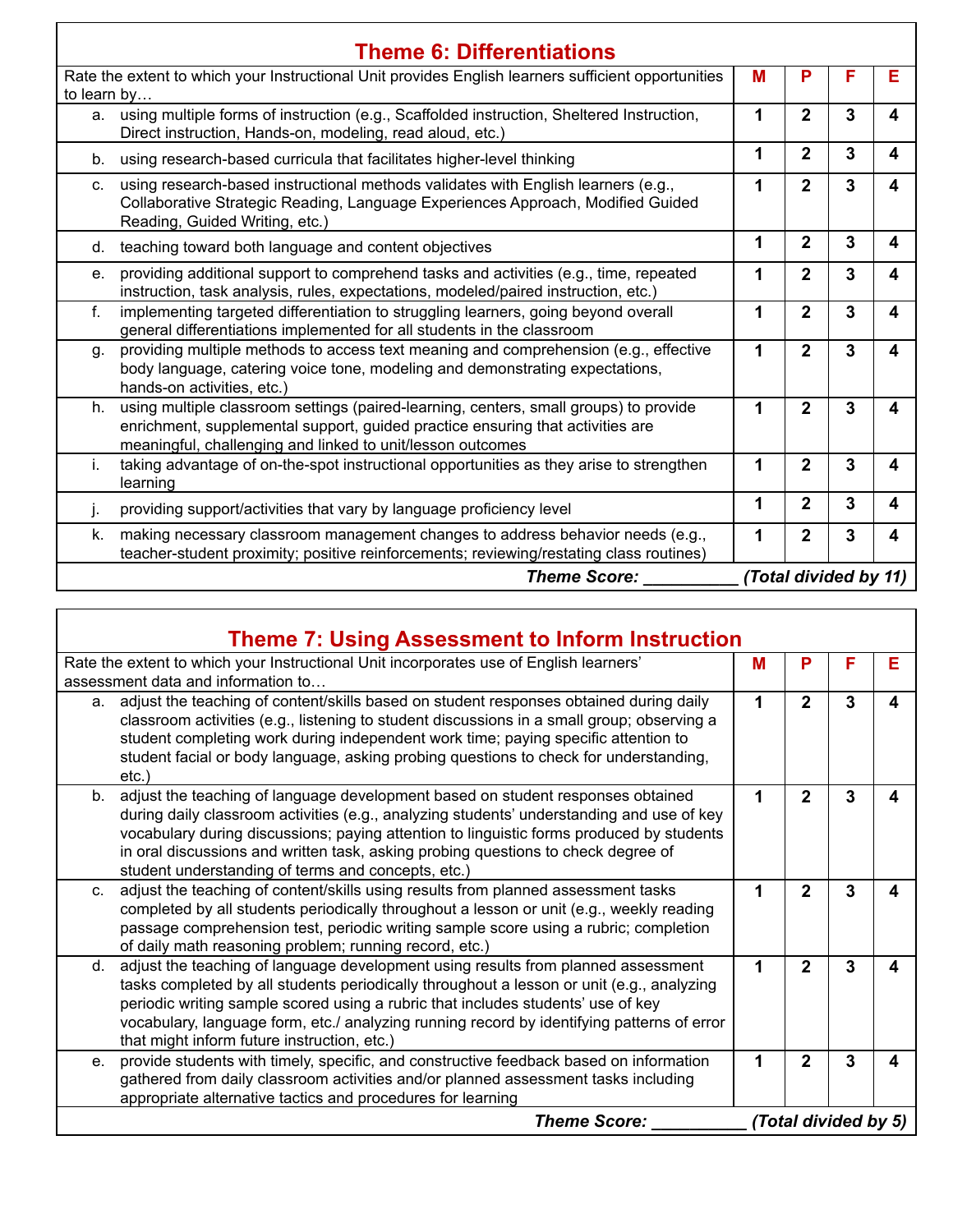## Theme 6: Differentiations

| Rate the extent to which your Instructional Unit provides English learners sufficient opportunities to learn by… | M | P | F | E |
|---|---|---|---|---|
| a. using multiple forms of instruction (e.g., Scaffolded instruction, Sheltered Instruction, Direct instruction, Hands-on, modeling, read aloud, etc.) | 1 | 2 | 3 | 4 |
| b. using research-based curricula that facilitates higher-level thinking | 1 | 2 | 3 | 4 |
| c. using research-based instructional methods validates with English learners (e.g., Collaborative Strategic Reading, Language Experiences Approach, Modified Guided Reading, Guided Writing, etc.) | 1 | 2 | 3 | 4 |
| d. teaching toward both language and content objectives | 1 | 2 | 3 | 4 |
| e. providing additional support to comprehend tasks and activities (e.g., time, repeated instruction, task analysis, rules, expectations, modeled/paired instruction, etc.) | 1 | 2 | 3 | 4 |
| f. implementing targeted differentiation to struggling learners, going beyond overall general differentiations implemented for all students in the classroom | 1 | 2 | 3 | 4 |
| g. providing multiple methods to access text meaning and comprehension (e.g., effective body language, catering voice tone, modeling and demonstrating expectations, hands-on activities, etc.) | 1 | 2 | 3 | 4 |
| h. using multiple classroom settings (paired-learning, centers, small groups) to provide enrichment, supplemental support, guided practice ensuring that activities are meaningful, challenging and linked to unit/lesson outcomes | 1 | 2 | 3 | 4 |
| i. taking advantage of on-the-spot instructional opportunities as they arise to strengthen learning | 1 | 2 | 3 | 4 |
| j. providing support/activities that vary by language proficiency level | 1 | 2 | 3 | 4 |
| k. making necessary classroom management changes to address behavior needs (e.g., teacher-student proximity; positive reinforcements; reviewing/restating class routines) | 1 | 2 | 3 | 4 |
| ***Theme Score: __________ (Total divided by 11)*** | | | | |

## Theme 7: Using Assessment to Inform Instruction

| Rate the extent to which your Instructional Unit incorporates use of English learners' assessment data and information to… | M | P | F | E |
|---|---|---|---|---|
| a. adjust the teaching of content/skills based on student responses obtained during daily classroom activities (e.g., listening to student discussions in a small group; observing a student completing work during independent work time; paying specific attention to student facial or body language, asking probing questions to check for understanding, etc.) | 1 | 2 | 3 | 4 |
| b. adjust the teaching of language development based on student responses obtained during daily classroom activities (e.g., analyzing students' understanding and use of key vocabulary during discussions; paying attention to linguistic forms produced by students in oral discussions and written task, asking probing questions to check degree of student understanding of terms and concepts, etc.) | 1 | 2 | 3 | 4 |
| c. adjust the teaching of content/skills using results from planned assessment tasks completed by all students periodically throughout a lesson or unit (e.g., weekly reading passage comprehension test, periodic writing sample score using a rubric; completion of daily math reasoning problem; running record, etc.) | 1 | 2 | 3 | 4 |
| d. adjust the teaching of language development using results from planned assessment tasks completed by all students periodically throughout a lesson or unit (e.g., analyzing periodic writing sample scored using a rubric that includes students' use of key vocabulary, language form, etc./ analyzing running record by identifying patterns of error that might inform future instruction, etc.) | 1 | 2 | 3 | 4 |
| e. provide students with timely, specific, and constructive feedback based on information gathered from daily classroom activities and/or planned assessment tasks including appropriate alternative tactics and procedures for learning | 1 | 2 | 3 | 4 |
| ***Theme Score: __________ (Total divided by 5)*** | | | | |